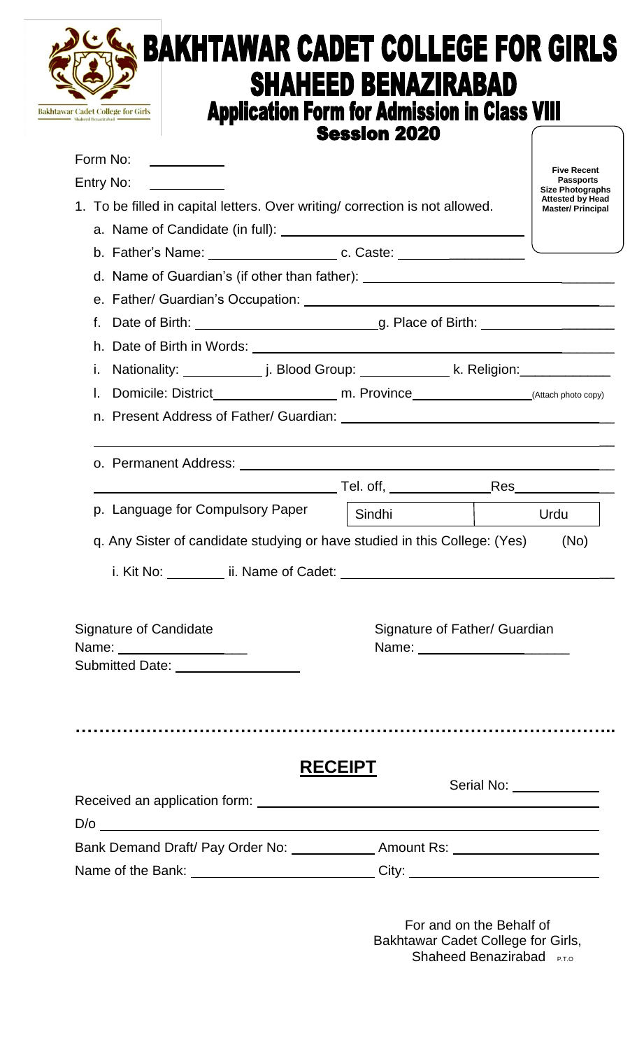# BAKHTAWAR CADET COLLEGE FOR GIRLS

## SHAHEED BENAZIRABAD

### Application Form for Admission in Class VIII

### Session 2020

Form No: \_\_\_\_\_\_\_\_\_\_

Entry No: \_\_\_\_\_\_\_\_\_\_

**Five Recent Passports Size Photographs Attested by Head Master/ Principal**

1. To be filled in capital letters. Over writing/ correction is not allowed.

   a. Name of Candidate (in full): \_\_\_\_\_\_\_\_\_\_\_\_\_\_\_\_\_\_\_\_\_\_\_\_\_\_\_\_\_\_

   b. Father's Name: \_\_\_\_\_\_\_\_\_\_\_\_\_\_\_\_ c. Caste: \_\_\_\_\_\_\_\_\_\_\_\_\_\_\_\_

   d. Name of Guardian's (if other than father): \_\_\_\_\_\_\_\_\_\_\_\_\_\_\_\_\_\_\_\_\_\_\_\_\_\_\_\_\_\_

   e. Father/ Guardian's Occupation: \_\_\_\_\_\_\_\_\_\_\_\_\_\_\_\_\_\_\_\_\_\_\_\_\_\_\_\_\_\_\_\_\_\_\_\_

   f. Date of Birth: \_\_\_\_\_\_\_\_\_\_\_\_\_\_\_\_\_\_\_\_\_\_ g. Place of Birth: \_\_\_\_\_\_\_\_\_\_\_\_\_\_\_\_\_\_

   h. Date of Birth in Words: \_\_\_\_\_\_\_\_\_\_\_\_\_\_\_\_\_\_\_\_\_\_\_\_\_\_\_\_\_\_\_\_\_\_\_\_\_\_\_\_

   i. Nationality: \_\_\_\_\_\_\_\_\_\_ j. Blood Group: \_\_\_\_\_\_\_\_\_\_\_ k. Religion: \_\_\_\_\_\_\_\_\_\_\_

   l. Domicile: District \_\_\_\_\_\_\_\_\_\_\_\_\_\_\_\_ m. Province \_\_\_\_\_\_\_\_\_\_\_\_\_\_\_\_ (Attach photo copy)

   n. Present Address of Father/ Guardian: \_\_\_\_\_\_\_\_\_\_\_\_\_\_\_\_\_\_\_\_\_\_\_\_\_\_\_\_\_\_\_\_\_\_

   \_\_\_\_\_\_\_\_\_\_\_\_\_\_\_\_\_\_\_\_\_\_\_\_\_\_\_\_\_\_\_\_\_\_\_\_\_\_\_\_\_\_\_\_\_\_\_\_\_\_\_\_\_\_\_\_\_\_\_\_\_\_\_\_

   o. Permanent Address: \_\_\_\_\_\_\_\_\_\_\_\_\_\_\_\_\_\_\_\_\_\_\_\_\_\_\_\_\_\_\_\_\_\_\_\_\_\_\_\_\_\_\_\_

   \_\_\_\_\_\_\_\_\_\_\_\_\_\_\_\_\_\_\_\_\_\_\_\_\_\_\_\_\_\_ Tel. off, \_\_\_\_\_\_\_\_\_\_\_\_\_ Res \_\_\_\_\_\_\_\_\_\_\_\_

   p. Language for Compulsory Paper

   | Sindhi | Urdu |
   |---|---|

   q. Any Sister of candidate studying or have studied in this College: (Yes) (No)

   i. Kit No: \_\_\_\_\_\_\_\_ ii. Name of Cadet: \_\_\_\_\_\_\_\_\_\_\_\_\_\_\_\_\_\_\_\_\_\_\_\_\_\_\_\_\_\_\_\_

Signature of Candidate

Name: \_\_\_\_\_\_\_\_\_\_\_\_\_\_\_\_\_\_\_

Submitted Date: \_\_\_\_\_\_\_\_\_\_\_\_\_\_\_\_

Signature of Father/ Guardian

Name: \_\_\_\_\_\_\_\_\_\_\_\_\_\_\_\_\_\_\_\_\_\_

..........................................................................................

## RECEIPT

Serial No: \_\_\_\_\_\_\_\_\_\_\_\_

Received an application form: \_\_\_\_\_\_\_\_\_\_\_\_\_\_\_\_\_\_\_\_\_\_\_\_\_\_\_\_\_\_\_\_\_\_\_\_\_\_\_\_\_\_

D/o \_\_\_\_\_\_\_\_\_\_\_\_\_\_\_\_\_\_\_\_\_\_\_\_\_\_\_\_\_\_\_\_\_\_\_\_\_\_\_\_\_\_\_\_\_\_\_\_\_\_\_\_\_\_\_\_\_\_\_\_\_\_

Bank Demand Draft/ Pay Order No: \_\_\_\_\_\_\_\_\_\_\_ Amount Rs: \_\_\_\_\_\_\_\_\_\_\_\_\_\_\_\_\_\_

Name of the Bank: \_\_\_\_\_\_\_\_\_\_\_\_\_\_\_\_\_\_\_\_\_\_\_ City: \_\_\_\_\_\_\_\_\_\_\_\_\_\_\_\_\_\_\_\_\_\_\_

For and on the Behalf of
Bakhtawar Cadet College for Girls,
Shaheed Benazirabad P.T.O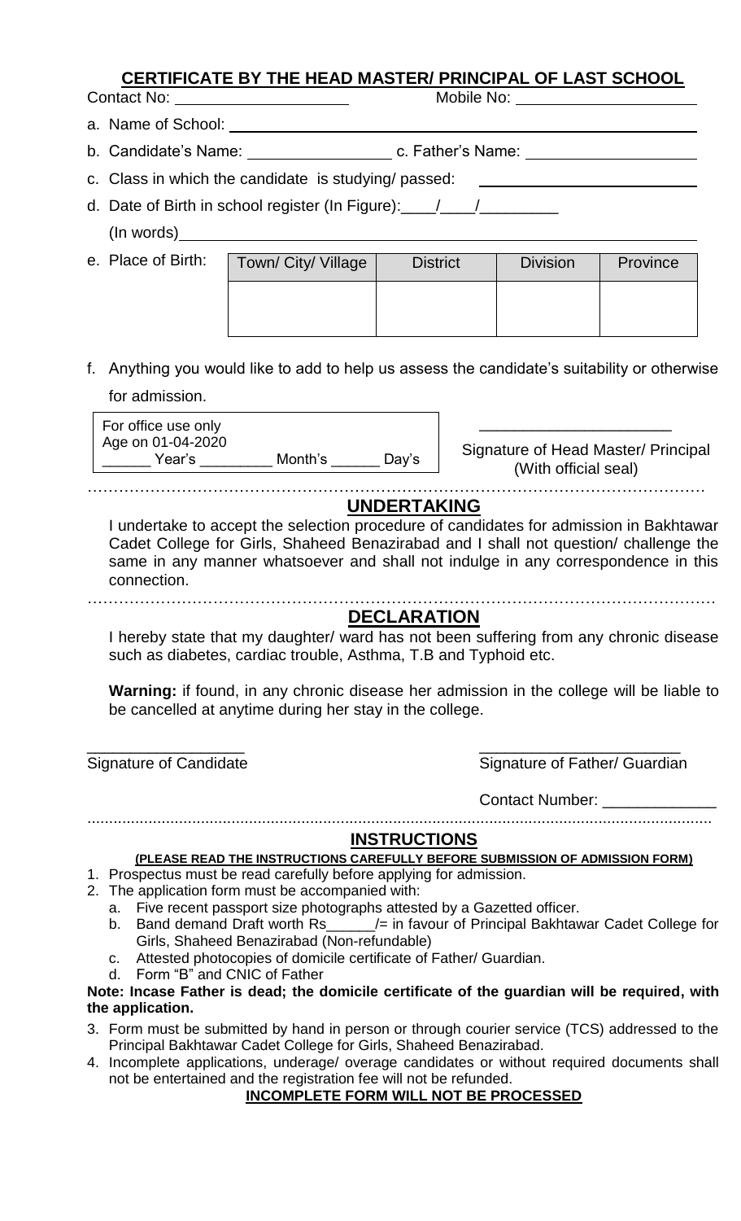## CERTIFICATE BY THE HEAD MASTER/ PRINCIPAL OF LAST SCHOOL

Contact No: ____________________ Mobile No: ____________________

a. Name of School: ________________________________________________

b. Candidate's Name: ________________ c. Father's Name: ________________

c. Class in which the candidate is studying/ passed: ________________________

d. Date of Birth in school register (In Figure):____/____/_________

(In words)________________________________________________

e. Place of Birth:

| Town/ City/ Village | District | Division | Province |
|---|---|---|---|
| | | | |

f. Anything you would like to add to help us assess the candidate's suitability or otherwise for admission.

For office use only
Age on 01-04-2020
______ Year's _________ Month's ______ Day's

______________________
Signature of Head Master/ Principal
(With official seal)

## UNDERTAKING

I undertake to accept the selection procedure of candidates for admission in Bakhtawar Cadet College for Girls, Shaheed Benazirabad and I shall not question/ challenge the same in any manner whatsoever and shall not indulge in any correspondence in this connection.

## DECLARATION

I hereby state that my daughter/ ward has not been suffering from any chronic disease such as diabetes, cardiac trouble, Asthma, T.B and Typhoid etc.

**Warning:** if found, in any chronic disease her admission in the college will be liable to be cancelled at anytime during her stay in the college.

__________________ Signature of Candidate

_______________________ Signature of Father/ Guardian

Contact Number: _____________

## INSTRUCTIONS

**(PLEASE READ THE INSTRUCTIONS CAREFULLY BEFORE SUBMISSION OF ADMISSION FORM)**

1. Prospectus must be read carefully before applying for admission.
2. The application form must be accompanied with:
   a. Five recent passport size photographs attested by a Gazetted officer.
   b. Band demand Draft worth Rs______/= in favour of Principal Bakhtawar Cadet College for Girls, Shaheed Benazirabad (Non-refundable)
   c. Attested photocopies of domicile certificate of Father/ Guardian.
   d. Form "B" and CNIC of Father

**Note: Incase Father is dead; the domicile certificate of the guardian will be required, with the application.**

3. Form must be submitted by hand in person or through courier service (TCS) addressed to the Principal Bakhtawar Cadet College for Girls, Shaheed Benazirabad.
4. Incomplete applications, underage/ overage candidates or without required documents shall not be entertained and the registration fee will not be refunded.

**INCOMPLETE FORM WILL NOT BE PROCESSED**